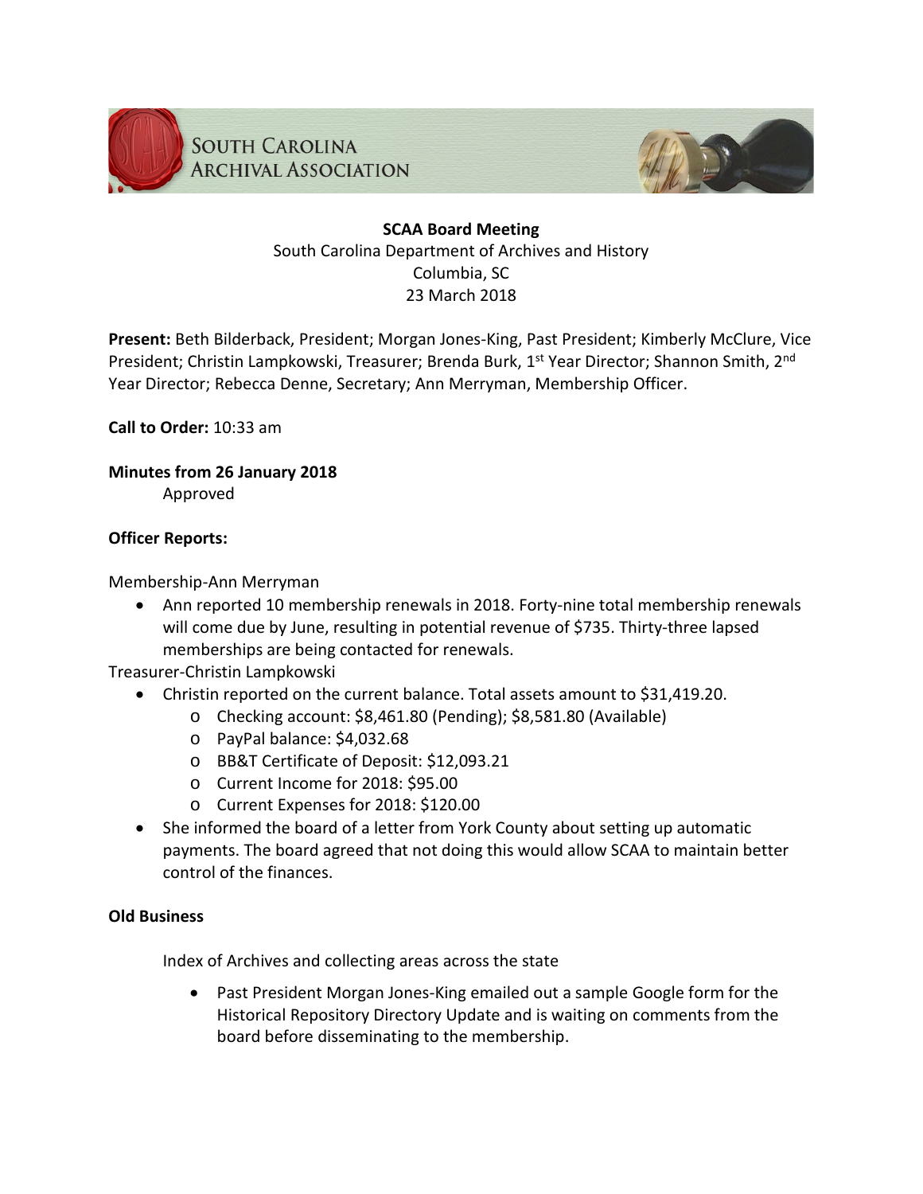South Carolina Archival Association

# SCAA Board Meeting

South Carolina Department of Archives and History
Columbia, SC
23 March 2018

**Present:** Beth Bilderback, President; Morgan Jones-King, Past President; Kimberly McClure, Vice President; Christin Lampkowski, Treasurer; Brenda Burk, 1st Year Director; Shannon Smith, 2nd Year Director; Rebecca Denne, Secretary; Ann Merryman, Membership Officer.

**Call to Order:** 10:33 am

**Minutes from 26 January 2018**

Approved

**Officer Reports:**

Membership-Ann Merryman

- Ann reported 10 membership renewals in 2018. Forty-nine total membership renewals will come due by June, resulting in potential revenue of $735. Thirty-three lapsed memberships are being contacted for renewals.

Treasurer-Christin Lampkowski

- Christin reported on the current balance. Total assets amount to $31,419.20.
  - Checking account: $8,461.80 (Pending); $8,581.80 (Available)
  - PayPal balance: $4,032.68
  - BB&T Certificate of Deposit: $12,093.21
  - Current Income for 2018: $95.00
  - Current Expenses for 2018: $120.00
- She informed the board of a letter from York County about setting up automatic payments. The board agreed that not doing this would allow SCAA to maintain better control of the finances.

**Old Business**

Index of Archives and collecting areas across the state

- Past President Morgan Jones-King emailed out a sample Google form for the Historical Repository Directory Update and is waiting on comments from the board before disseminating to the membership.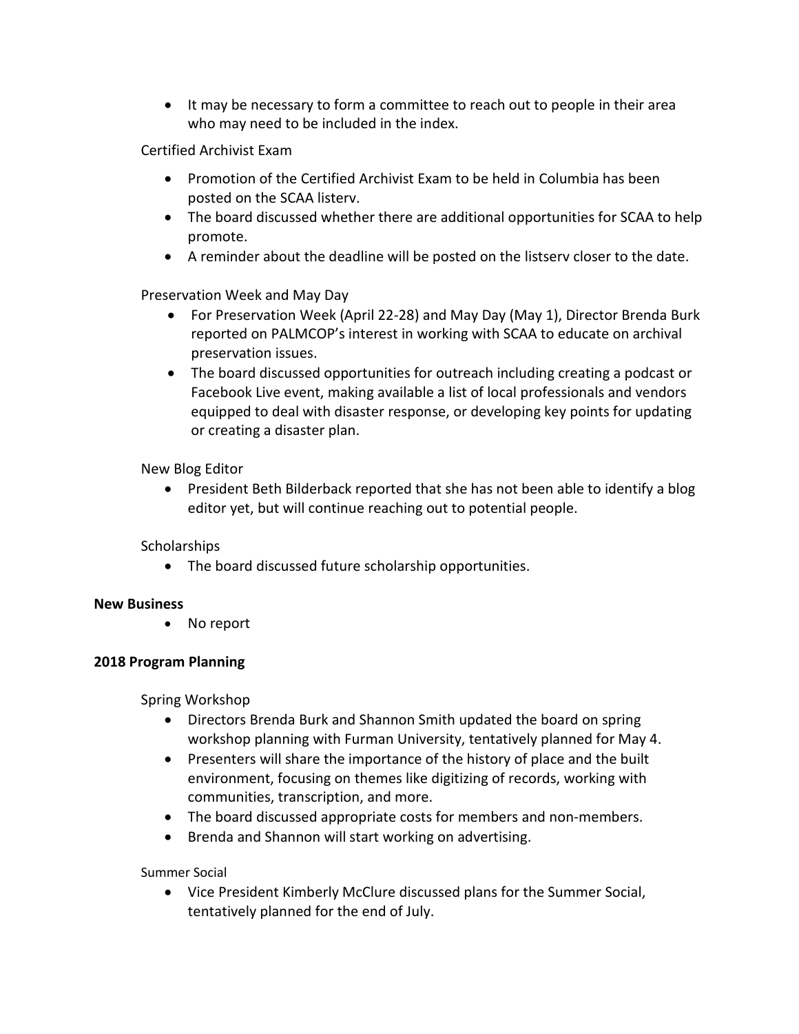- It may be necessary to form a committee to reach out to people in their area who may need to be included in the index.

Certified Archivist Exam

- Promotion of the Certified Archivist Exam to be held in Columbia has been posted on the SCAA listerv.
- The board discussed whether there are additional opportunities for SCAA to help promote.
- A reminder about the deadline will be posted on the listserv closer to the date.

Preservation Week and May Day

- For Preservation Week (April 22-28) and May Day (May 1), Director Brenda Burk reported on PALMCOP's interest in working with SCAA to educate on archival preservation issues.
- The board discussed opportunities for outreach including creating a podcast or Facebook Live event, making available a list of local professionals and vendors equipped to deal with disaster response, or developing key points for updating or creating a disaster plan.

New Blog Editor

- President Beth Bilderback reported that she has not been able to identify a blog editor yet, but will continue reaching out to potential people.

Scholarships

- The board discussed future scholarship opportunities.

**New Business**

- No report

**2018 Program Planning**

Spring Workshop

- Directors Brenda Burk and Shannon Smith updated the board on spring workshop planning with Furman University, tentatively planned for May 4.
- Presenters will share the importance of the history of place and the built environment, focusing on themes like digitizing of records, working with communities, transcription, and more.
- The board discussed appropriate costs for members and non-members.
- Brenda and Shannon will start working on advertising.

Summer Social

- Vice President Kimberly McClure discussed plans for the Summer Social, tentatively planned for the end of July.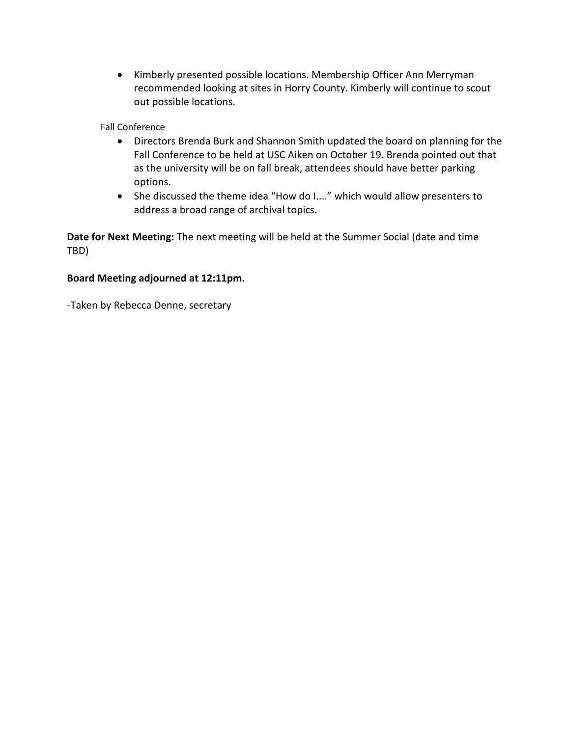- Kimberly presented possible locations. Membership Officer Ann Merryman recommended looking at sites in Horry County. Kimberly will continue to scout out possible locations.

Fall Conference

- Directors Brenda Burk and Shannon Smith updated the board on planning for the Fall Conference to be held at USC Aiken on October 19. Brenda pointed out that as the university will be on fall break, attendees should have better parking options.
- She discussed the theme idea "How do I...." which would allow presenters to address a broad range of archival topics.

**Date for Next Meeting:** The next meeting will be held at the Summer Social (date and time TBD)

**Board Meeting adjourned at 12:11pm.**

-Taken by Rebecca Denne, secretary